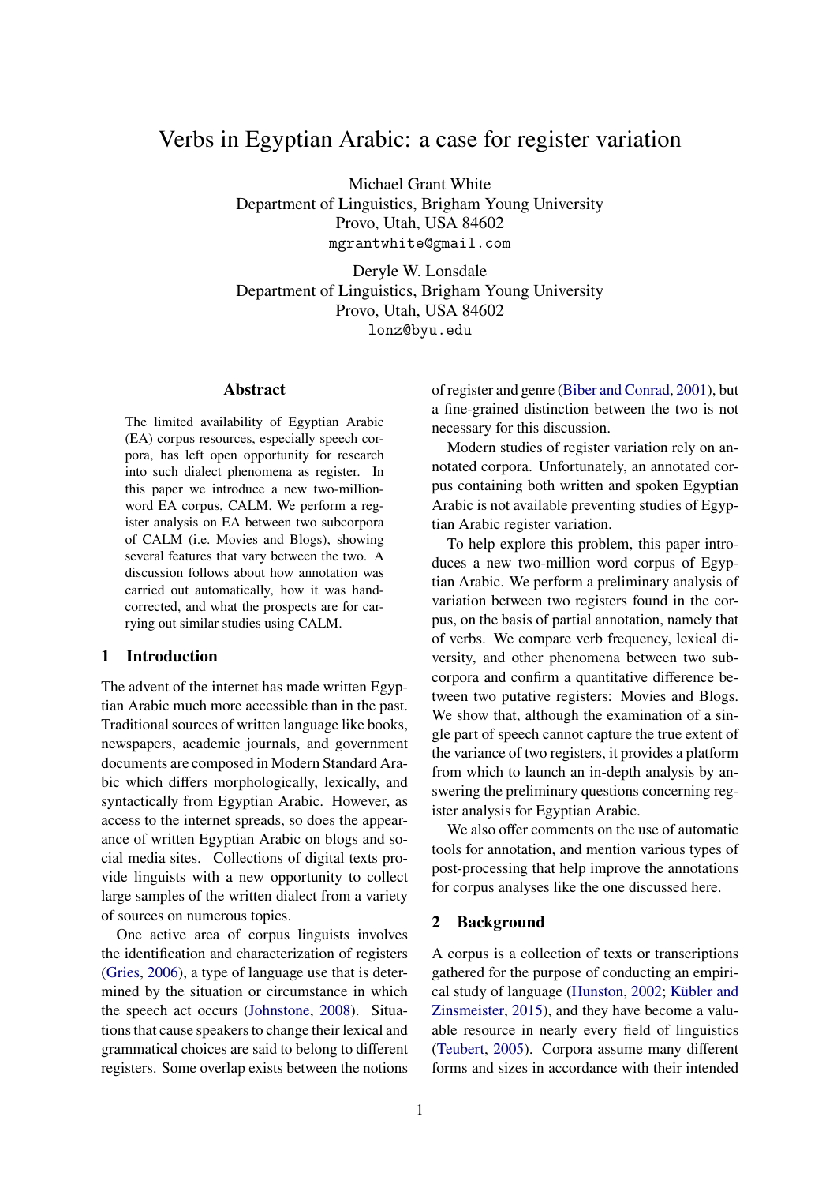# Verbs in Egyptian Arabic: a case for register variation

Michael Grant White
Department of Linguistics, Brigham Young University
Provo, Utah, USA 84602
`mgrantwhite@gmail.com`

Deryle W. Lonsdale
Department of Linguistics, Brigham Young University
Provo, Utah, USA 84602
`lonz@byu.edu`

## Abstract

The limited availability of Egyptian Arabic (EA) corpus resources, especially speech corpora, has left open opportunity for research into such dialect phenomena as register. In this paper we introduce a new two-million-word EA corpus, CALM. We perform a register analysis on EA between two subcorpora of CALM (i.e. Movies and Blogs), showing several features that vary between the two. A discussion follows about how annotation was carried out automatically, how it was hand-corrected, and what the prospects are for carrying out similar studies using CALM.

## 1 Introduction

The advent of the internet has made written Egyptian Arabic much more accessible than in the past. Traditional sources of written language like books, newspapers, academic journals, and government documents are composed in Modern Standard Arabic which differs morphologically, lexically, and syntactically from Egyptian Arabic. However, as access to the internet spreads, so does the appearance of written Egyptian Arabic on blogs and social media sites. Collections of digital texts provide linguists with a new opportunity to collect large samples of the written dialect from a variety of sources on numerous topics.

One active area of corpus linguists involves the identification and characterization of registers (Gries, 2006), a type of language use that is determined by the situation or circumstance in which the speech act occurs (Johnstone, 2008). Situations that cause speakers to change their lexical and grammatical choices are said to belong to different registers. Some overlap exists between the notions of register and genre (Biber and Conrad, 2001), but a fine-grained distinction between the two is not necessary for this discussion.

Modern studies of register variation rely on annotated corpora. Unfortunately, an annotated corpus containing both written and spoken Egyptian Arabic is not available preventing studies of Egyptian Arabic register variation.

To help explore this problem, this paper introduces a new two-million word corpus of Egyptian Arabic. We perform a preliminary analysis of variation between two registers found in the corpus, on the basis of partial annotation, namely that of verbs. We compare verb frequency, lexical diversity, and other phenomena between two subcorpora and confirm a quantitative difference between two putative registers: Movies and Blogs. We show that, although the examination of a single part of speech cannot capture the true extent of the variance of two registers, it provides a platform from which to launch an in-depth analysis by answering the preliminary questions concerning register analysis for Egyptian Arabic.

We also offer comments on the use of automatic tools for annotation, and mention various types of post-processing that help improve the annotations for corpus analyses like the one discussed here.

## 2 Background

A corpus is a collection of texts or transcriptions gathered for the purpose of conducting an empirical study of language (Hunston, 2002; Kübler and Zinsmeister, 2015), and they have become a valuable resource in nearly every field of linguistics (Teubert, 2005). Corpora assume many different forms and sizes in accordance with their intended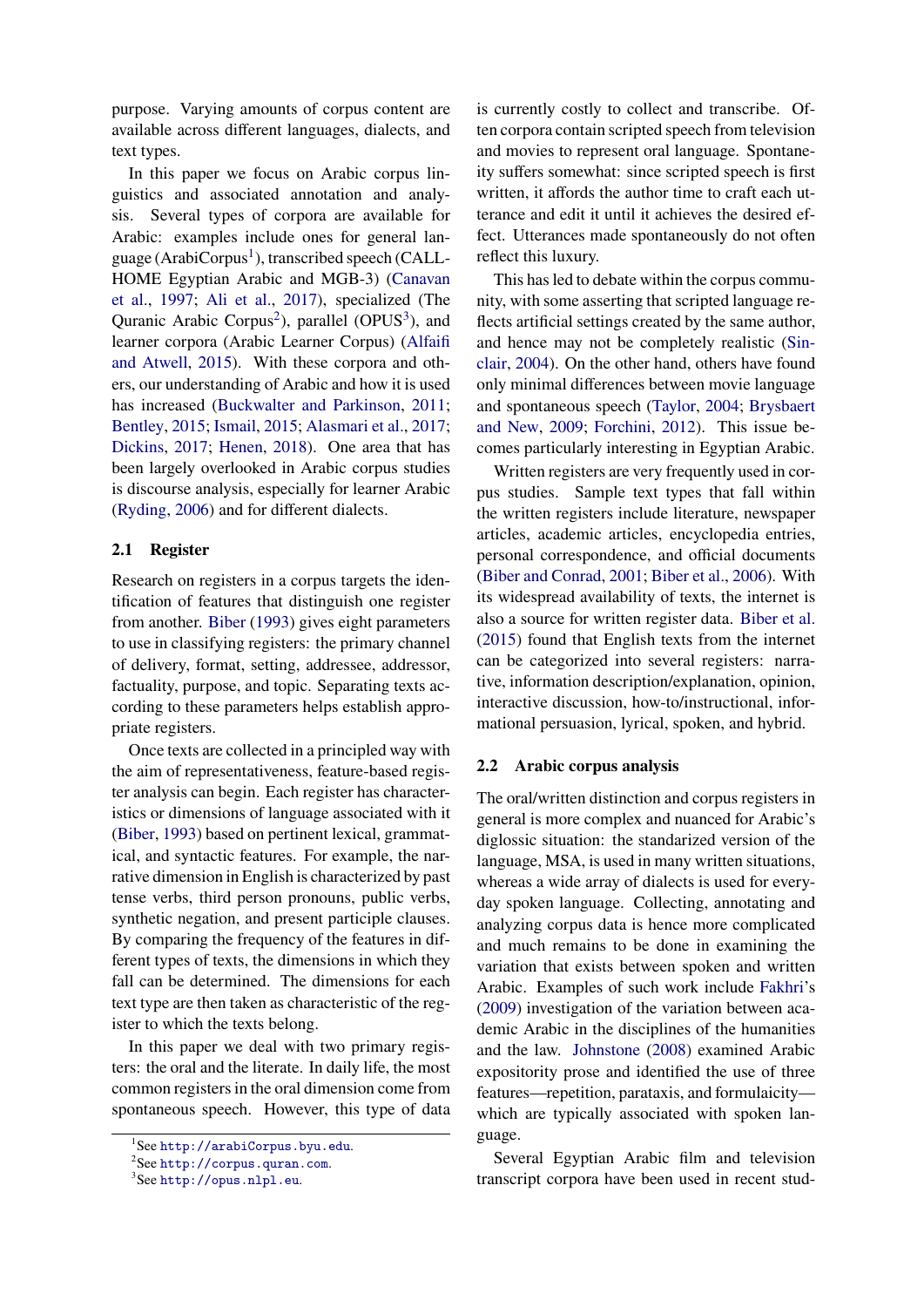purpose. Varying amounts of corpus content are available across different languages, dialects, and text types.

In this paper we focus on Arabic corpus linguistics and associated annotation and analysis. Several types of corpora are available for Arabic: examples include ones for general language (ArabiCorpus[1]), transcribed speech (CALLHOME Egyptian Arabic and MGB-3) (Canavan et al., 1997; Ali et al., 2017), specialized (The Quranic Arabic Corpus[2]), parallel (OPUS[3]), and learner corpora (Arabic Learner Corpus) (Alfaifi and Atwell, 2015). With these corpora and others, our understanding of Arabic and how it is used has increased (Buckwalter and Parkinson, 2011; Bentley, 2015; Ismail, 2015; Alasmari et al., 2017; Dickins, 2017; Henen, 2018). One area that has been largely overlooked in Arabic corpus studies is discourse analysis, especially for learner Arabic (Ryding, 2006) and for different dialects.

## 2.1 Register

Research on registers in a corpus targets the identification of features that distinguish one register from another. Biber (1993) gives eight parameters to use in classifying registers: the primary channel of delivery, format, setting, addressee, addressor, factuality, purpose, and topic. Separating texts according to these parameters helps establish appropriate registers.

Once texts are collected in a principled way with the aim of representativeness, feature-based register analysis can begin. Each register has characteristics or dimensions of language associated with it (Biber, 1993) based on pertinent lexical, grammatical, and syntactic features. For example, the narrative dimension in English is characterized by past tense verbs, third person pronouns, public verbs, synthetic negation, and present participle clauses. By comparing the frequency of the features in different types of texts, the dimensions in which they fall can be determined. The dimensions for each text type are then taken as characteristic of the register to which the texts belong.

In this paper we deal with two primary registers: the oral and the literate. In daily life, the most common registers in the oral dimension come from spontaneous speech. However, this type of data is currently costly to collect and transcribe. Often corpora contain scripted speech from television and movies to represent oral language. Spontaneity suffers somewhat: since scripted speech is first written, it affords the author time to craft each utterance and edit it until it achieves the desired effect. Utterances made spontaneously do not often reflect this luxury.

This has led to debate within the corpus community, with some asserting that scripted language reflects artificial settings created by the same author, and hence may not be completely realistic (Sinclair, 2004). On the other hand, others have found only minimal differences between movie language and spontaneous speech (Taylor, 2004; Brysbaert and New, 2009; Forchini, 2012). This issue becomes particularly interesting in Egyptian Arabic.

Written registers are very frequently used in corpus studies. Sample text types that fall within the written registers include literature, newspaper articles, academic articles, encyclopedia entries, personal correspondence, and official documents (Biber and Conrad, 2001; Biber et al., 2006). With its widespread availability of texts, the internet is also a source for written register data. Biber et al. (2015) found that English texts from the internet can be categorized into several registers: narrative, information description/explanation, opinion, interactive discussion, how-to/instructional, informational persuasion, lyrical, spoken, and hybrid.

## 2.2 Arabic corpus analysis

The oral/written distinction and corpus registers in general is more complex and nuanced for Arabic's diglossic situation: the standarized version of the language, MSA, is used in many written situations, whereas a wide array of dialects is used for everyday spoken language. Collecting, annotating and analyzing corpus data is hence more complicated and much remains to be done in examining the variation that exists between spoken and written Arabic. Examples of such work include Fakhri's (2009) investigation of the variation between academic Arabic in the disciplines of the humanities and the law. Johnstone (2008) examined Arabic expository prose and identified the use of three features—repetition, parataxis, and formulaicity—which are typically associated with spoken language.

Several Egyptian Arabic film and television transcript corpora have been used in recent stud-

[1] See http://arabiCorpus.byu.edu.

[2] See http://corpus.quran.com.

[3] See http://opus.nlpl.eu.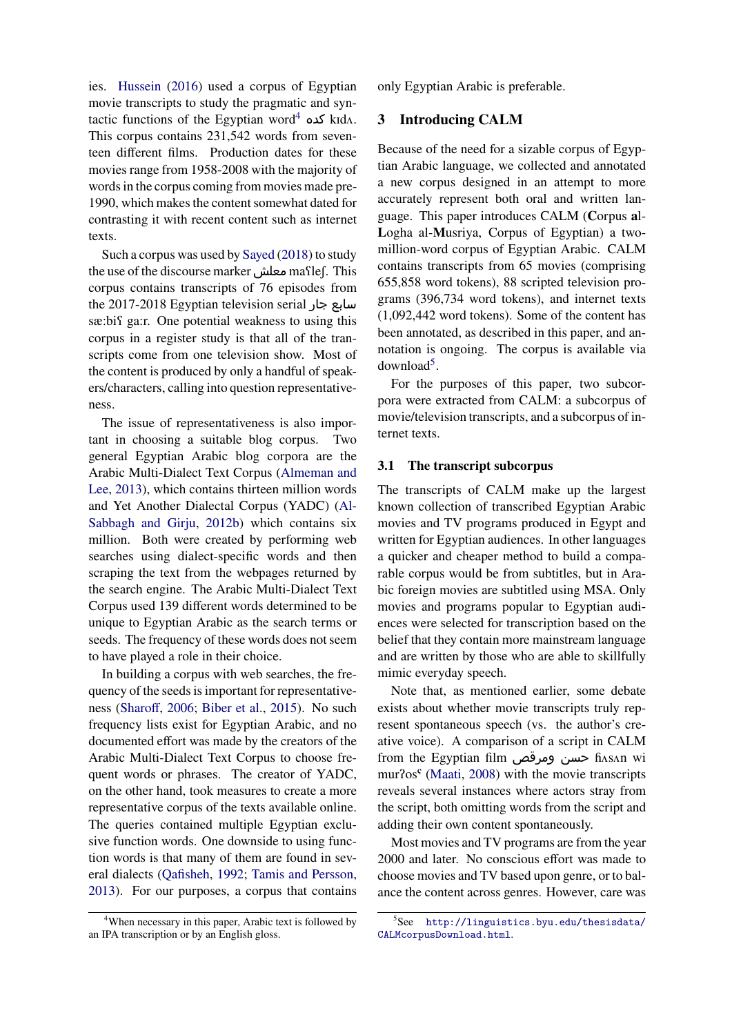ies. Hussein (2016) used a corpus of Egyptian movie transcripts to study the pragmatic and syntactic functions of the Egyptian word[4] كده kɪdʌ. This corpus contains 231,542 words from seventeen different films. Production dates for these movies range from 1958-2008 with the majority of words in the corpus coming from movies made pre-1990, which makes the content somewhat dated for contrasting it with recent content such as internet texts.

Such a corpus was used by Sayed (2018) to study the use of the discourse marker معلش maʕleʃ. This corpus contains transcripts of 76 episodes from the 2017-2018 Egyptian television serial سابع جار sæ:biʕ ga:r. One potential weakness to using this corpus in a register study is that all of the transcripts come from one television show. Most of the content is produced by only a handful of speakers/characters, calling into question representativeness.

The issue of representativeness is also important in choosing a suitable blog corpus. Two general Egyptian Arabic blog corpora are the Arabic Multi-Dialect Text Corpus (Almeman and Lee, 2013), which contains thirteen million words and Yet Another Dialectal Corpus (YADC) (Al-Sabbagh and Girju, 2012b) which contains six million. Both were created by performing web searches using dialect-specific words and then scraping the text from the webpages returned by the search engine. The Arabic Multi-Dialect Text Corpus used 139 different words determined to be unique to Egyptian Arabic as the search terms or seeds. The frequency of these words does not seem to have played a role in their choice.

In building a corpus with web searches, the frequency of the seeds is important for representativeness (Sharoff, 2006; Biber et al., 2015). No such frequency lists exist for Egyptian Arabic, and no documented effort was made by the creators of the Arabic Multi-Dialect Text Corpus to choose frequent words or phrases. The creator of YADC, on the other hand, took measures to create a more representative corpus of the texts available online. The queries contained multiple Egyptian exclusive function words. One downside to using function words is that many of them are found in several dialects (Qafisheh, 1992; Tamis and Persson, 2013). For our purposes, a corpus that contains only Egyptian Arabic is preferable.

## 3 Introducing CALM

Because of the need for a sizable corpus of Egyptian Arabic language, we collected and annotated a new corpus designed in an attempt to more accurately represent both oral and written language. This paper introduces CALM (**C**orpus **al**-**L**ogha al-**M**usriya, Corpus of Egyptian) a two-million-word corpus of Egyptian Arabic. CALM contains transcripts from 65 movies (comprising 655,858 word tokens), 88 scripted television programs (396,734 word tokens), and internet texts (1,092,442 word tokens). Some of the content has been annotated, as described in this paper, and annotation is ongoing. The corpus is available via download[5].

For the purposes of this paper, two subcorpora were extracted from CALM: a subcorpus of movie/television transcripts, and a subcorpus of internet texts.

### 3.1 The transcript subcorpus

The transcripts of CALM make up the largest known collection of transcribed Egyptian Arabic movies and TV programs produced in Egypt and written for Egyptian audiences. In other languages a quicker and cheaper method to build a comparable corpus would be from subtitles, but in Arabic foreign movies are subtitled using MSA. Only movies and programs popular to Egyptian audiences were selected for transcription based on the belief that they contain more mainstream language and are written by those who are able to skillfully mimic everyday speech.

Note that, as mentioned earlier, some debate exists about whether movie transcripts truly represent spontaneous speech (vs. the author's creative voice). A comparison of a script in CALM from the Egyptian film حسن ومرقص ɦʌsʌn wi murʔosˤ (Maati, 2008) with the movie transcripts reveals several instances where actors stray from the script, both omitting words from the script and adding their own content spontaneously.

Most movies and TV programs are from the year 2000 and later. No conscious effort was made to choose movies and TV based upon genre, or to balance the content across genres. However, care was

[4]When necessary in this paper, Arabic text is followed by an IPA transcription or by an English gloss.

[5]See http://linguistics.byu.edu/thesisdata/CALMcorpusDownload.html.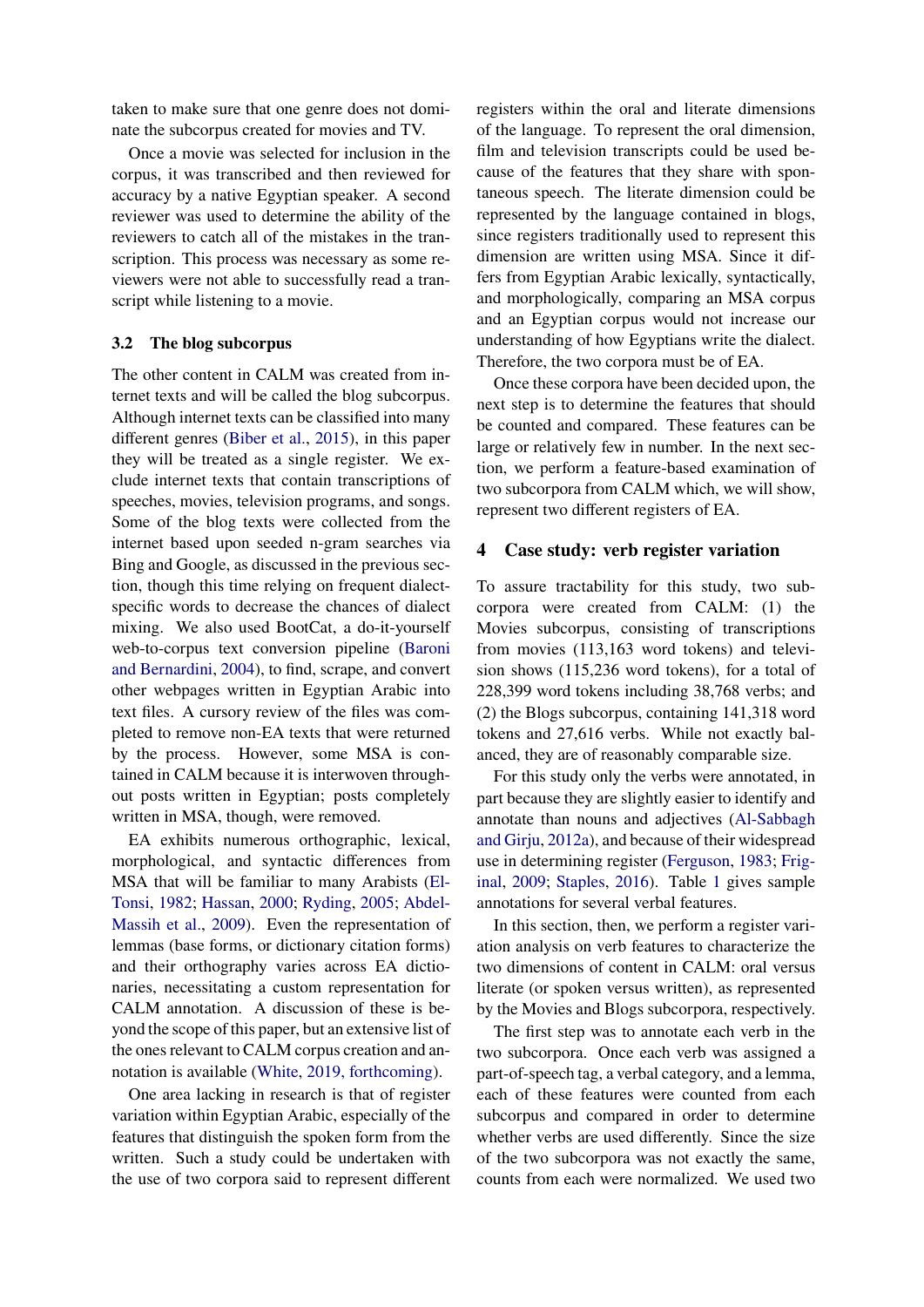taken to make sure that one genre does not dominate the subcorpus created for movies and TV.

Once a movie was selected for inclusion in the corpus, it was transcribed and then reviewed for accuracy by a native Egyptian speaker. A second reviewer was used to determine the ability of the reviewers to catch all of the mistakes in the transcription. This process was necessary as some reviewers were not able to successfully read a transcript while listening to a movie.

### 3.2 The blog subcorpus

The other content in CALM was created from internet texts and will be called the blog subcorpus. Although internet texts can be classified into many different genres (Biber et al., 2015), in this paper they will be treated as a single register. We exclude internet texts that contain transcriptions of speeches, movies, television programs, and songs. Some of the blog texts were collected from the internet based upon seeded n-gram searches via Bing and Google, as discussed in the previous section, though this time relying on frequent dialect-specific words to decrease the chances of dialect mixing. We also used BootCat, a do-it-yourself web-to-corpus text conversion pipeline (Baroni and Bernardini, 2004), to find, scrape, and convert other webpages written in Egyptian Arabic into text files. A cursory review of the files was completed to remove non-EA texts that were returned by the process. However, some MSA is contained in CALM because it is interwoven throughout posts written in Egyptian; posts completely written in MSA, though, were removed.

EA exhibits numerous orthographic, lexical, morphological, and syntactic differences from MSA that will be familiar to many Arabists (El-Tonsi, 1982; Hassan, 2000; Ryding, 2005; Abdel-Massih et al., 2009). Even the representation of lemmas (base forms, or dictionary citation forms) and their orthography varies across EA dictionaries, necessitating a custom representation for CALM annotation. A discussion of these is beyond the scope of this paper, but an extensive list of the ones relevant to CALM corpus creation and annotation is available (White, 2019, forthcoming).

One area lacking in research is that of register variation within Egyptian Arabic, especially of the features that distinguish the spoken form from the written. Such a study could be undertaken with the use of two corpora said to represent different registers within the oral and literate dimensions of the language. To represent the oral dimension, film and television transcripts could be used because of the features that they share with spontaneous speech. The literate dimension could be represented by the language contained in blogs, since registers traditionally used to represent this dimension are written using MSA. Since it differs from Egyptian Arabic lexically, syntactically, and morphologically, comparing an MSA corpus and an Egyptian corpus would not increase our understanding of how Egyptians write the dialect. Therefore, the two corpora must be of EA.

Once these corpora have been decided upon, the next step is to determine the features that should be counted and compared. These features can be large or relatively few in number. In the next section, we perform a feature-based examination of two subcorpora from CALM which, we will show, represent two different registers of EA.

## 4 Case study: verb register variation

To assure tractability for this study, two subcorpora were created from CALM: (1) the Movies subcorpus, consisting of transcriptions from movies (113,163 word tokens) and television shows (115,236 word tokens), for a total of 228,399 word tokens including 38,768 verbs; and (2) the Blogs subcorpus, containing 141,318 word tokens and 27,616 verbs. While not exactly balanced, they are of reasonably comparable size.

For this study only the verbs were annotated, in part because they are slightly easier to identify and annotate than nouns and adjectives (Al-Sabbagh and Girju, 2012a), and because of their widespread use in determining register (Ferguson, 1983; Friginal, 2009; Staples, 2016). Table 1 gives sample annotations for several verbal features.

In this section, then, we perform a register variation analysis on verb features to characterize the two dimensions of content in CALM: oral versus literate (or spoken versus written), as represented by the Movies and Blogs subcorpora, respectively.

The first step was to annotate each verb in the two subcorpora. Once each verb was assigned a part-of-speech tag, a verbal category, and a lemma, each of these features were counted from each subcorpus and compared in order to determine whether verbs are used differently. Since the size of the two subcorpora was not exactly the same, counts from each were normalized. We used two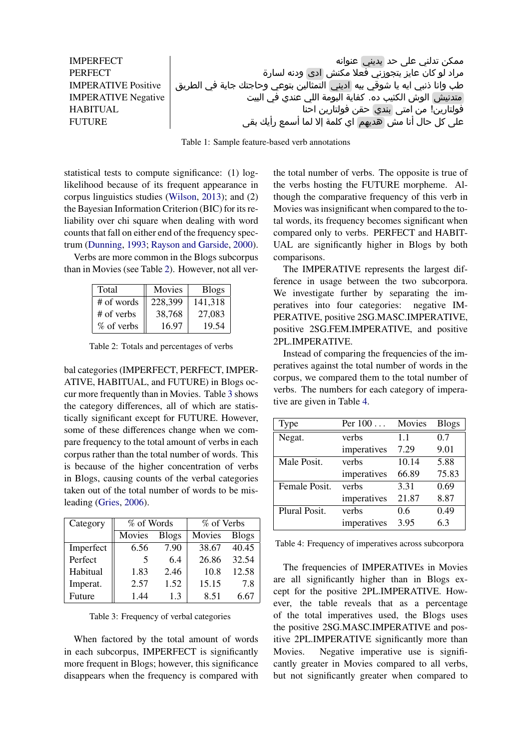| | |
|---|---|
| IMPERFECT | ممكن تدلني على حد يديني عنوانه |
| PERFECT | مراد لو كان عايز يتجوزني فعلا مكنش ادى ودنه لسارة |
| IMPERATIVE Positive | طب وانا ذنبي ايه يا شوقي بيه ادبني التمثالين بتوعي وحاجتك جاية في الطريق |
| IMPERATIVE Negative | متدنيش الوش الكئيب ده. كفاية البومة اللي عندي في البيت |
| HABITUAL | فولتارين! من امتى بندي حقن فولتارين احنا |
| FUTURE | على كل حال أنا مش هديهم اي كلمة إلا لما أسمع رأيك بقى |

Table 1: Sample feature-based verb annotations

statistical tests to compute significance: (1) log-likelihood because of its frequent appearance in corpus linguistics studies (Wilson, 2013); and (2) the Bayesian Information Criterion (BIC) for its reliability over chi square when dealing with word counts that fall on either end of the frequency spectrum (Dunning, 1993; Rayson and Garside, 2000).

Verbs are more common in the Blogs subcorpus than in Movies (see Table 2). However, not all verbal categories (IMPERFECT, PERFECT, IMPERATIVE, HABITUAL, and FUTURE) in Blogs occur more frequently than in Movies. Table 3 shows the category differences, all of which are statistically significant except for FUTURE. However, some of these differences change when we compare frequency to the total amount of verbs in each corpus rather than the total number of words. This is because of the higher concentration of verbs in Blogs, causing counts of the verbal categories taken out of the total number of words to be misleading (Gries, 2006).

| Total | Movies | Blogs |
|---|---|---|
| # of words | 228,399 | 141,318 |
| # of verbs | 38,768 | 27,083 |
| % of verbs | 16.97 | 19.54 |

Table 2: Totals and percentages of verbs

| Category | % of Words | | % of Verbs | |
|---|---|---|---|---|
| | Movies | Blogs | Movies | Blogs |
| Imperfect | 6.56 | 7.90 | 38.67 | 40.45 |
| Perfect | 5 | 6.4 | 26.86 | 32.54 |
| Habitual | 1.83 | 2.46 | 10.8 | 12.58 |
| Imperat. | 2.57 | 1.52 | 15.15 | 7.8 |
| Future | 1.44 | 1.3 | 8.51 | 6.67 |

Table 3: Frequency of verbal categories

When factored by the total amount of words in each subcorpus, IMPERFECT is significantly more frequent in Blogs; however, this significance disappears when the frequency is compared with the total number of verbs. The opposite is true of the verbs hosting the FUTURE morpheme. Although the comparative frequency of this verb in Movies was insignificant when compared to the total words, its frequency becomes significant when compared only to verbs. PERFECT and HABITUAL are significantly higher in Blogs by both comparisons.

The IMPERATIVE represents the largest difference in usage between the two subcorpora. We investigate further by separating the imperatives into four categories: negative IMPERATIVE, positive 2SG.MASC.IMPERATIVE, positive 2SG.FEM.IMPERATIVE, and positive 2PL.IMPERATIVE.

Instead of comparing the frequencies of the imperatives against the total number of words in the corpus, we compared them to the total number of verbs. The numbers for each category of imperative are given in Table 4.

| Type | Per 100 ... | Movies | Blogs |
|---|---|---|---|
| Negat. | verbs | 1.1 | 0.7 |
| | imperatives | 7.29 | 9.01 |
| Male Posit. | verbs | 10.14 | 5.88 |
| | imperatives | 66.89 | 75.83 |
| Female Posit. | verbs | 3.31 | 0.69 |
| | imperatives | 21.87 | 8.87 |
| Plural Posit. | verbs | 0.6 | 0.49 |
| | imperatives | 3.95 | 6.3 |

Table 4: Frequency of imperatives across subcorpora

The frequencies of IMPERATIVEs in Movies are all significantly higher than in Blogs except for the positive 2PL.IMPERATIVE. However, the table reveals that as a percentage of the total imperatives used, the Blogs uses the positive 2SG.MASC.IMPERATIVE and positive 2PL.IMPERATIVE significantly more than Movies. Negative imperative use is significantly greater in Movies compared to all verbs, but not significantly greater when compared to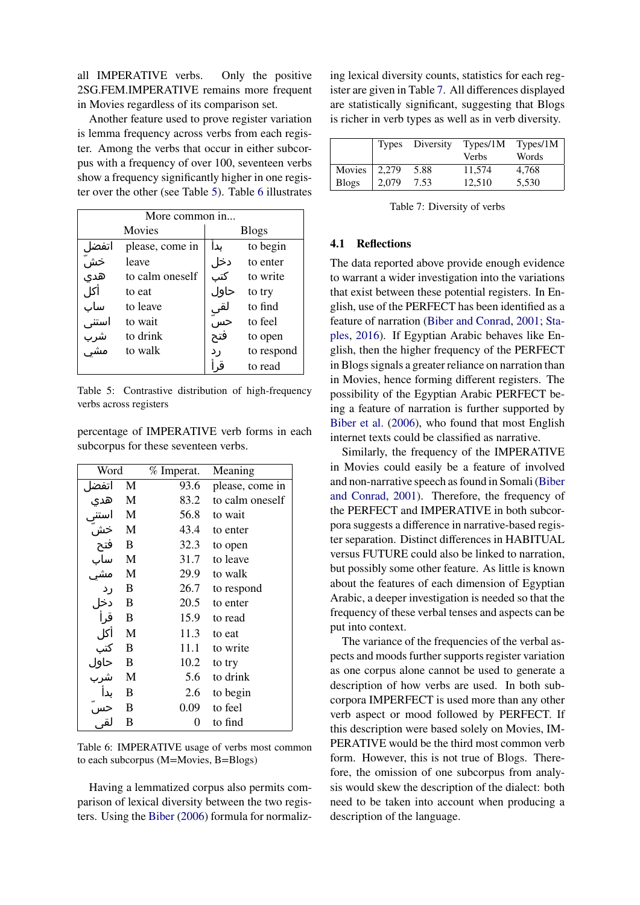all IMPERATIVE verbs. Only the positive 2SG.FEM.IMPERATIVE remains more frequent in Movies regardless of its comparison set.

Another feature used to prove register variation is lemma frequency across verbs from each register. Among the verbs that occur in either subcorpus with a frequency of over 100, seventeen verbs show a frequency significantly higher in one register over the other (see Table 5). Table 6 illustrates percentage of IMPERATIVE verb forms in each subcorpus for these seventeen verbs.

| More common in... | | | |
|---|---|---|---|
| Movies | | Blogs | |
| اتفضل | please, come in | بدأ | to begin |
| خشّ | leave | دخل | to enter |
| هدي | to calm oneself | كتب | to write |
| أكل | to eat | حاول | to try |
| ساب | to leave | لقي | to find |
| استنى | to wait | حسّ | to feel |
| شرب | to drink | فتح | to open |
| مشي | to walk | رد | to respond |
| | | قرأ | to read |

Table 5: Contrastive distribution of high-frequency verbs across registers

| Word | | % Imperat. | Meaning |
|---|---|---|---|
| اتفضل | M | 93.6 | please, come in |
| هدي | M | 83.2 | to calm oneself |
| استنى | M | 56.8 | to wait |
| خشّ | M | 43.4 | to enter |
| فتح | B | 32.3 | to open |
| ساب | M | 31.7 | to leave |
| مشي | M | 29.9 | to walk |
| رد | B | 26.7 | to respond |
| دخل | B | 20.5 | to enter |
| قرأ | B | 15.9 | to read |
| أكل | M | 11.3 | to eat |
| كتب | B | 11.1 | to write |
| حاول | B | 10.2 | to try |
| شرب | M | 5.6 | to drink |
| بدأ | B | 2.6 | to begin |
| حسّ | B | 0.09 | to feel |
| لقي | B | 0 | to find |

Table 6: IMPERATIVE usage of verbs most common to each subcorpus (M=Movies, B=Blogs)

Having a lemmatized corpus also permits comparison of lexical diversity between the two registers. Using the Biber (2006) formula for normalizing lexical diversity counts, statistics for each register are given in Table 7. All differences displayed are statistically significant, suggesting that Blogs is richer in verb types as well as in verb diversity.

| | Types | Diversity | Types/1M Verbs | Types/1M Words |
|---|---|---|---|---|
| Movies | 2,279 | 5.88 | 11,574 | 4,768 |
| Blogs | 2,079 | 7.53 | 12,510 | 5,530 |

Table 7: Diversity of verbs

### 4.1 Reflections

The data reported above provide enough evidence to warrant a wider investigation into the variations that exist between these potential registers. In English, use of the PERFECT has been identified as a feature of narration (Biber and Conrad, 2001; Staples, 2016). If Egyptian Arabic behaves like English, then the higher frequency of the PERFECT in Blogs signals a greater reliance on narration than in Movies, hence forming different registers. The possibility of the Egyptian Arabic PERFECT being a feature of narration is further supported by Biber et al. (2006), who found that most English internet texts could be classified as narrative.

Similarly, the frequency of the IMPERATIVE in Movies could easily be a feature of involved and non-narrative speech as found in Somali (Biber and Conrad, 2001). Therefore, the frequency of the PERFECT and IMPERATIVE in both subcorpora suggests a difference in narrative-based register separation. Distinct differences in HABITUAL versus FUTURE could also be linked to narration, but possibly some other feature. As little is known about the features of each dimension of Egyptian Arabic, a deeper investigation is needed so that the frequency of these verbal tenses and aspects can be put into context.

The variance of the frequencies of the verbal aspects and moods further supports register variation as one corpus alone cannot be used to generate a description of how verbs are used. In both subcorpora IMPERFECT is used more than any other verb aspect or mood followed by PERFECT. If this description were based solely on Movies, IMPERATIVE would be the third most common verb form. However, this is not true of Blogs. Therefore, the omission of one subcorpus from analysis would skew the description of the dialect: both need to be taken into account when producing a description of the language.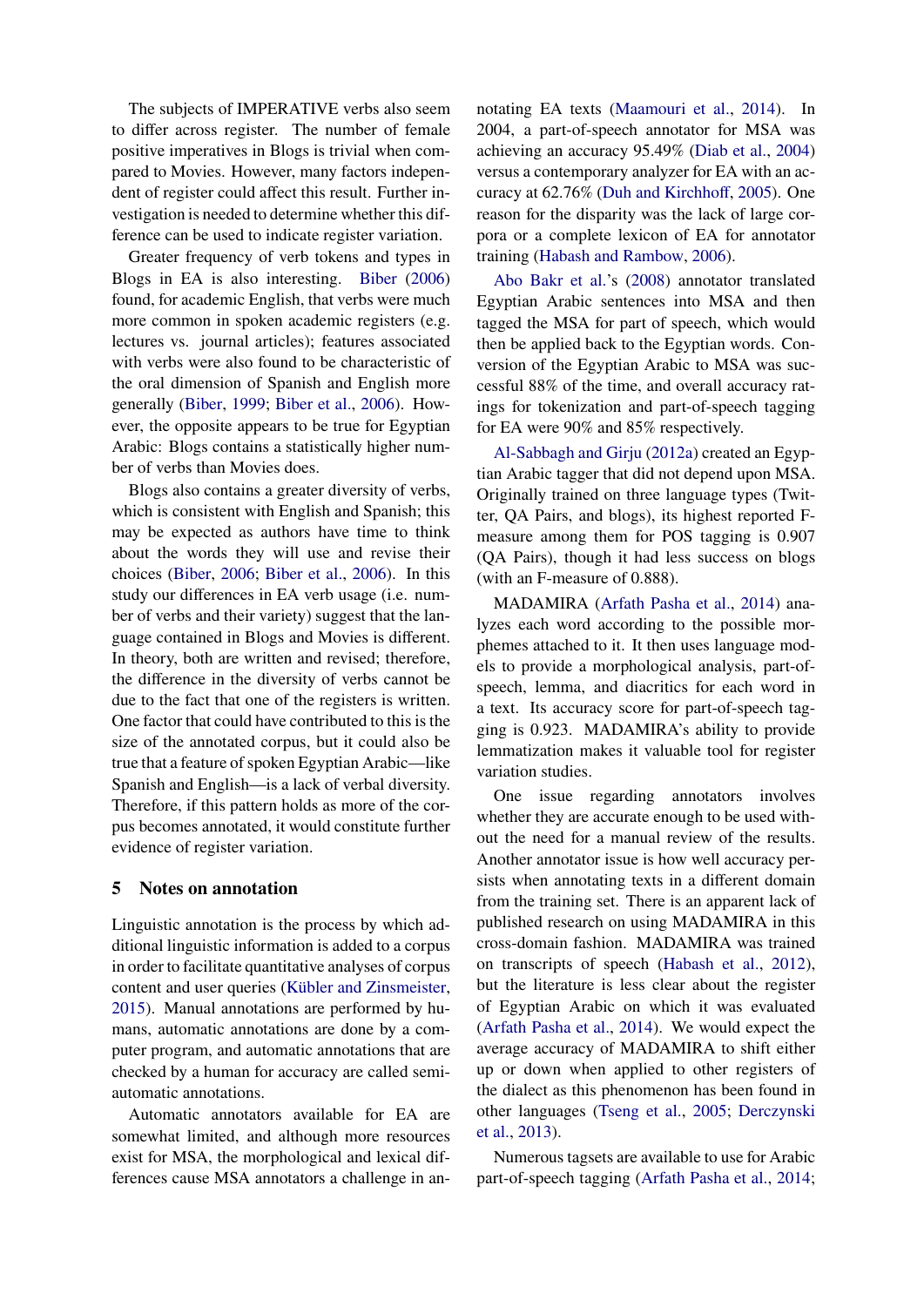The subjects of IMPERATIVE verbs also seem to differ across register. The number of female positive imperatives in Blogs is trivial when compared to Movies. However, many factors independent of register could affect this result. Further investigation is needed to determine whether this difference can be used to indicate register variation.

Greater frequency of verb tokens and types in Blogs in EA is also interesting. Biber (2006) found, for academic English, that verbs were much more common in spoken academic registers (e.g. lectures vs. journal articles); features associated with verbs were also found to be characteristic of the oral dimension of Spanish and English more generally (Biber, 1999; Biber et al., 2006). However, the opposite appears to be true for Egyptian Arabic: Blogs contains a statistically higher number of verbs than Movies does.

Blogs also contains a greater diversity of verbs, which is consistent with English and Spanish; this may be expected as authors have time to think about the words they will use and revise their choices (Biber, 2006; Biber et al., 2006). In this study our differences in EA verb usage (i.e. number of verbs and their variety) suggest that the language contained in Blogs and Movies is different. In theory, both are written and revised; therefore, the difference in the diversity of verbs cannot be due to the fact that one of the registers is written. One factor that could have contributed to this is the size of the annotated corpus, but it could also be true that a feature of spoken Egyptian Arabic—like Spanish and English—is a lack of verbal diversity. Therefore, if this pattern holds as more of the corpus becomes annotated, it would constitute further evidence of register variation.

## 5 Notes on annotation

Linguistic annotation is the process by which additional linguistic information is added to a corpus in order to facilitate quantitative analyses of corpus content and user queries (Kübler and Zinsmeister, 2015). Manual annotations are performed by humans, automatic annotations are done by a computer program, and automatic annotations that are checked by a human for accuracy are called semi-automatic annotations.

Automatic annotators available for EA are somewhat limited, and although more resources exist for MSA, the morphological and lexical differences cause MSA annotators a challenge in annotating EA texts (Maamouri et al., 2014). In 2004, a part-of-speech annotator for MSA was achieving an accuracy 95.49% (Diab et al., 2004) versus a contemporary analyzer for EA with an accuracy at 62.76% (Duh and Kirchhoff, 2005). One reason for the disparity was the lack of large corpora or a complete lexicon of EA for annotator training (Habash and Rambow, 2006).

Abo Bakr et al.'s (2008) annotator translated Egyptian Arabic sentences into MSA and then tagged the MSA for part of speech, which would then be applied back to the Egyptian words. Conversion of the Egyptian Arabic to MSA was successful 88% of the time, and overall accuracy ratings for tokenization and part-of-speech tagging for EA were 90% and 85% respectively.

Al-Sabbagh and Girju (2012a) created an Egyptian Arabic tagger that did not depend upon MSA. Originally trained on three language types (Twitter, QA Pairs, and blogs), its highest reported F-measure among them for POS tagging is 0.907 (QA Pairs), though it had less success on blogs (with an F-measure of 0.888).

MADAMIRA (Arfath Pasha et al., 2014) analyzes each word according to the possible morphemes attached to it. It then uses language models to provide a morphological analysis, part-of-speech, lemma, and diacritics for each word in a text. Its accuracy score for part-of-speech tagging is 0.923. MADAMIRA's ability to provide lemmatization makes it valuable tool for register variation studies.

One issue regarding annotators involves whether they are accurate enough to be used without the need for a manual review of the results. Another annotator issue is how well accuracy persists when annotating texts in a different domain from the training set. There is an apparent lack of published research on using MADAMIRA in this cross-domain fashion. MADAMIRA was trained on transcripts of speech (Habash et al., 2012), but the literature is less clear about the register of Egyptian Arabic on which it was evaluated (Arfath Pasha et al., 2014). We would expect the average accuracy of MADAMIRA to shift either up or down when applied to other registers of the dialect as this phenomenon has been found in other languages (Tseng et al., 2005; Derczynski et al., 2013).

Numerous tagsets are available to use for Arabic part-of-speech tagging (Arfath Pasha et al., 2014;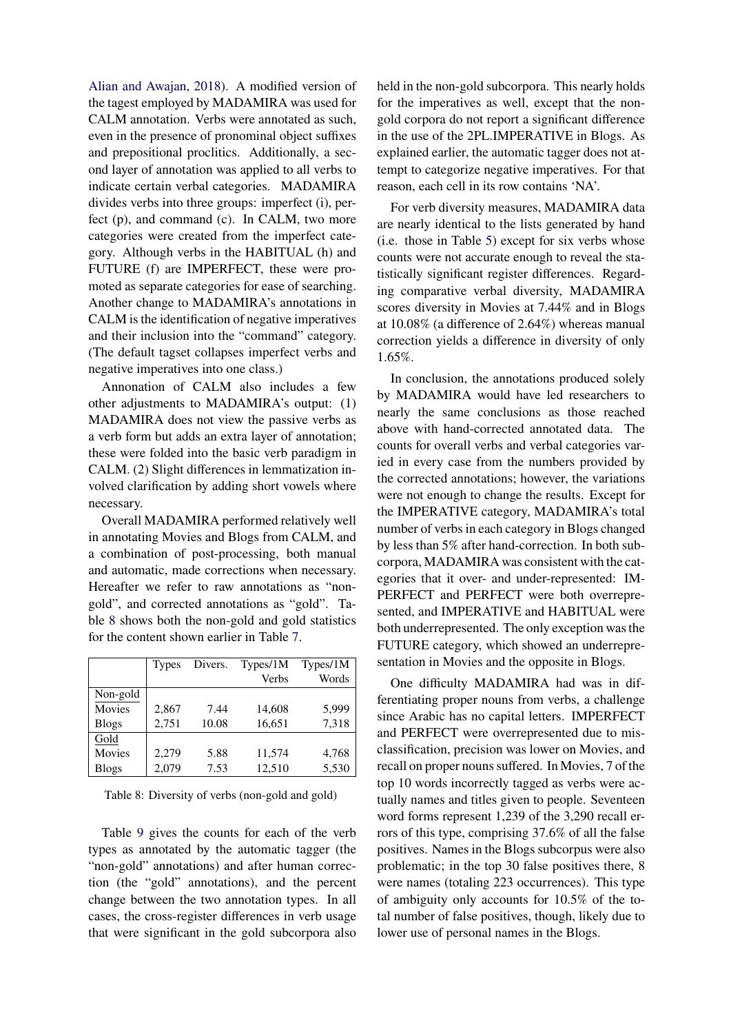Alian and Awajan, 2018). A modified version of the tagest employed by MADAMIRA was used for CALM annotation. Verbs were annotated as such, even in the presence of pronominal object suffixes and prepositional proclitics. Additionally, a second layer of annotation was applied to all verbs to indicate certain verbal categories. MADAMIRA divides verbs into three groups: imperfect (i), perfect (p), and command (c). In CALM, two more categories were created from the imperfect category. Although verbs in the HABITUAL (h) and FUTURE (f) are IMPERFECT, these were promoted as separate categories for ease of searching. Another change to MADAMIRA's annotations in CALM is the identification of negative imperatives and their inclusion into the "command" category. (The default tagset collapses imperfect verbs and negative imperatives into one class.)

Annonation of CALM also includes a few other adjustments to MADAMIRA's output: (1) MADAMIRA does not view the passive verbs as a verb form but adds an extra layer of annotation; these were folded into the basic verb paradigm in CALM. (2) Slight differences in lemmatization involved clarification by adding short vowels where necessary.

Overall MADAMIRA performed relatively well in annotating Movies and Blogs from CALM, and a combination of post-processing, both manual and automatic, made corrections when necessary. Hereafter we refer to raw annotations as "non-gold", and corrected annotations as "gold". Table 8 shows both the non-gold and gold statistics for the content shown earlier in Table 7.

| | Types | Divers. | Types/1M Verbs | Types/1M Words |
|---|---|---|---|---|
| Non-gold | | | | |
| Movies | 2,867 | 7.44 | 14,608 | 5,999 |
| Blogs | 2,751 | 10.08 | 16,651 | 7,318 |
| Gold | | | | |
| Movies | 2,279 | 5.88 | 11,574 | 4,768 |
| Blogs | 2,079 | 7.53 | 12,510 | 5,530 |

Table 8: Diversity of verbs (non-gold and gold)

Table 9 gives the counts for each of the verb types as annotated by the automatic tagger (the "non-gold" annotations) and after human correction (the "gold" annotations), and the percent change between the two annotation types. In all cases, the cross-register differences in verb usage that were significant in the gold subcorpora also held in the non-gold subcorpora. This nearly holds for the imperatives as well, except that the non-gold corpora do not report a significant difference in the use of the 2PL.IMPERATIVE in Blogs. As explained earlier, the automatic tagger does not attempt to categorize negative imperatives. For that reason, each cell in its row contains 'NA'.

For verb diversity measures, MADAMIRA data are nearly identical to the lists generated by hand (i.e. those in Table 5) except for six verbs whose counts were not accurate enough to reveal the statistically significant register differences. Regarding comparative verbal diversity, MADAMIRA scores diversity in Movies at 7.44% and in Blogs at 10.08% (a difference of 2.64%) whereas manual correction yields a difference in diversity of only 1.65%.

In conclusion, the annotations produced solely by MADAMIRA would have led researchers to nearly the same conclusions as those reached above with hand-corrected annotated data. The counts for overall verbs and verbal categories varied in every case from the numbers provided by the corrected annotations; however, the variations were not enough to change the results. Except for the IMPERATIVE category, MADAMIRA's total number of verbs in each category in Blogs changed by less than 5% after hand-correction. In both subcorpora, MADAMIRA was consistent with the categories that it over- and under-represented: IMPERFECT and PERFECT were both overrepresented, and IMPERATIVE and HABITUAL were both underrepresented. The only exception was the FUTURE category, which showed an underrepresentation in Movies and the opposite in Blogs.

One difficulty MADAMIRA had was in differentiating proper nouns from verbs, a challenge since Arabic has no capital letters. IMPERFECT and PERFECT were overrepresented due to misclassification, precision was lower on Movies, and recall on proper nouns suffered. In Movies, 7 of the top 10 words incorrectly tagged as verbs were actually names and titles given to people. Seventeen word forms represent 1,239 of the 3,290 recall errors of this type, comprising 37.6% of all the false positives. Names in the Blogs subcorpus were also problematic; in the top 30 false positives there, 8 were names (totaling 223 occurrences). This type of ambiguity only accounts for 10.5% of the total number of false positives, though, likely due to lower use of personal names in the Blogs.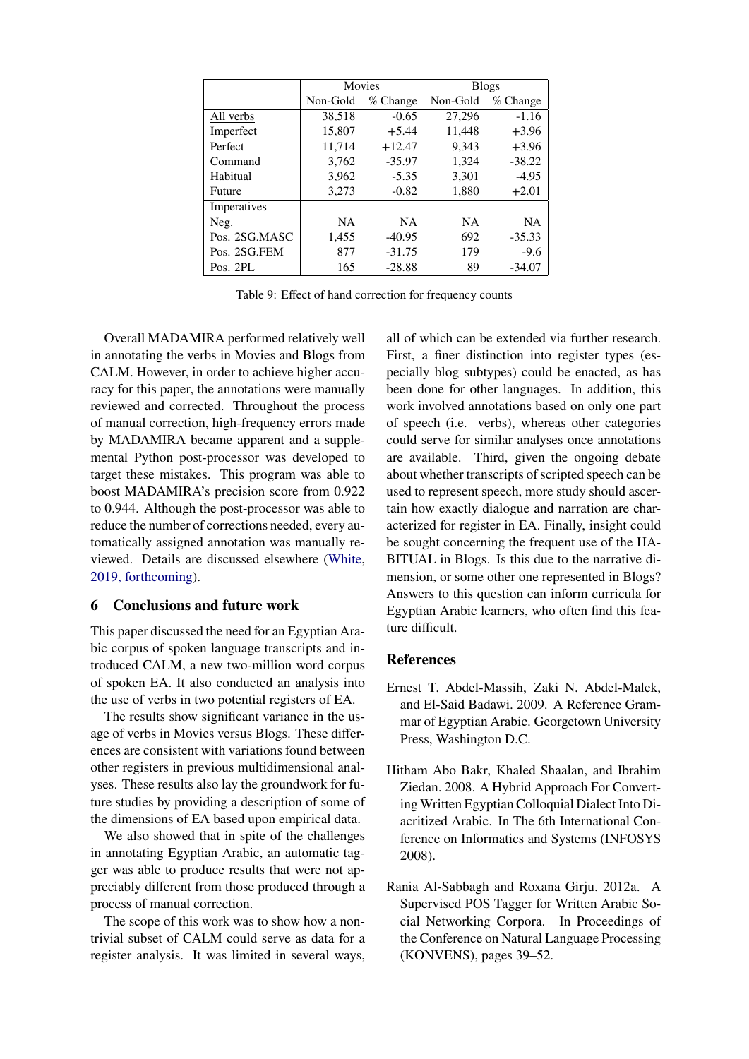| | Movies | | Blogs | |
|---|---|---|---|---|
| | Non-Gold | % Change | Non-Gold | % Change |
| All verbs | 38,518 | -0.65 | 27,296 | -1.16 |
| Imperfect | 15,807 | +5.44 | 11,448 | +3.96 |
| Perfect | 11,714 | +12.47 | 9,343 | +3.96 |
| Command | 3,762 | -35.97 | 1,324 | -38.22 |
| Habitual | 3,962 | -5.35 | 3,301 | -4.95 |
| Future | 3,273 | -0.82 | 1,880 | +2.01 |
| Imperatives | | | | |
| Neg. | NA | NA | NA | NA |
| Pos. 2SG.MASC | 1,455 | -40.95 | 692 | -35.33 |
| Pos. 2SG.FEM | 877 | -31.75 | 179 | -9.6 |
| Pos. 2PL | 165 | -28.88 | 89 | -34.07 |

Table 9: Effect of hand correction for frequency counts

Overall MADAMIRA performed relatively well in annotating the verbs in Movies and Blogs from CALM. However, in order to achieve higher accuracy for this paper, the annotations were manually reviewed and corrected. Throughout the process of manual correction, high-frequency errors made by MADAMIRA became apparent and a supplemental Python post-processor was developed to target these mistakes. This program was able to boost MADAMIRA's precision score from 0.922 to 0.944. Although the post-processor was able to reduce the number of corrections needed, every automatically assigned annotation was manually reviewed. Details are discussed elsewhere (White, 2019, forthcoming).

## 6 Conclusions and future work

This paper discussed the need for an Egyptian Arabic corpus of spoken language transcripts and introduced CALM, a new two-million word corpus of spoken EA. It also conducted an analysis into the use of verbs in two potential registers of EA.

The results show significant variance in the usage of verbs in Movies versus Blogs. These differences are consistent with variations found between other registers in previous multidimensional analyses. These results also lay the groundwork for future studies by providing a description of some of the dimensions of EA based upon empirical data.

We also showed that in spite of the challenges in annotating Egyptian Arabic, an automatic tagger was able to produce results that were not appreciably different from those produced through a process of manual correction.

The scope of this work was to show how a non-trivial subset of CALM could serve as data for a register analysis. It was limited in several ways, all of which can be extended via further research. First, a finer distinction into register types (especially blog subtypes) could be enacted, as has been done for other languages. In addition, this work involved annotations based on only one part of speech (i.e. verbs), whereas other categories could serve for similar analyses once annotations are available. Third, given the ongoing debate about whether transcripts of scripted speech can be used to represent speech, more study should ascertain how exactly dialogue and narration are characterized for register in EA. Finally, insight could be sought concerning the frequent use of the HABITUAL in Blogs. Is this due to the narrative dimension, or some other one represented in Blogs? Answers to this question can inform curricula for Egyptian Arabic learners, who often find this feature difficult.

## References

Ernest T. Abdel-Massih, Zaki N. Abdel-Malek, and El-Said Badawi. 2009. A Reference Grammar of Egyptian Arabic. Georgetown University Press, Washington D.C.

Hitham Abo Bakr, Khaled Shaalan, and Ibrahim Ziedan. 2008. A Hybrid Approach For Converting Written Egyptian Colloquial Dialect Into Diacritized Arabic. In The 6th International Conference on Informatics and Systems (INFOSYS 2008).

Rania Al-Sabbagh and Roxana Girju. 2012a. A Supervised POS Tagger for Written Arabic Social Networking Corpora. In Proceedings of the Conference on Natural Language Processing (KONVENS), pages 39–52.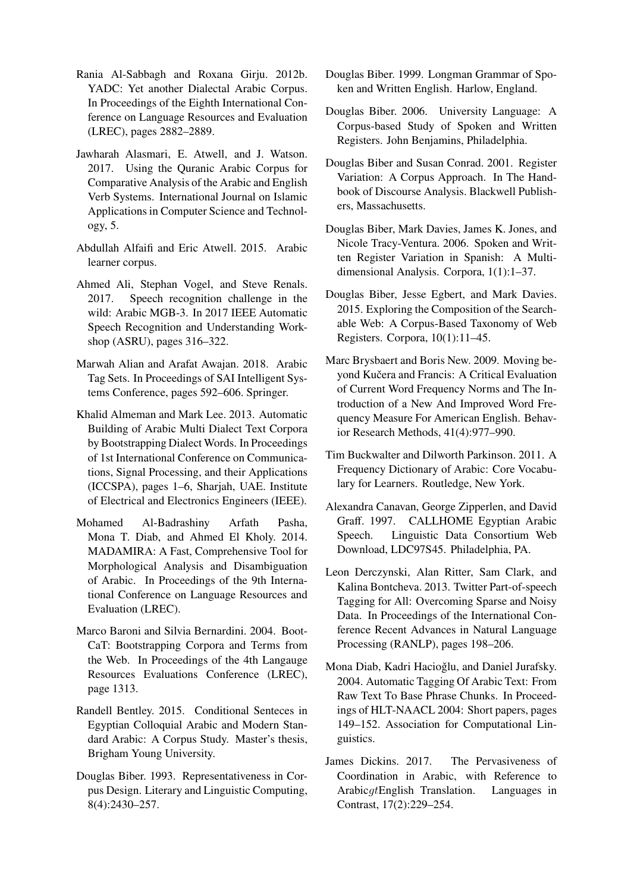Rania Al-Sabbagh and Roxana Girju. 2012b. YADC: Yet another Dialectal Arabic Corpus. In Proceedings of the Eighth International Conference on Language Resources and Evaluation (LREC), pages 2882–2889.

Jawharah Alasmari, E. Atwell, and J. Watson. 2017. Using the Quranic Arabic Corpus for Comparative Analysis of the Arabic and English Verb Systems. International Journal on Islamic Applications in Computer Science and Technology, 5.

Abdullah Alfaifi and Eric Atwell. 2015. Arabic learner corpus.

Ahmed Ali, Stephan Vogel, and Steve Renals. 2017. Speech recognition challenge in the wild: Arabic MGB-3. In 2017 IEEE Automatic Speech Recognition and Understanding Workshop (ASRU), pages 316–322.

Marwah Alian and Arafat Awajan. 2018. Arabic Tag Sets. In Proceedings of SAI Intelligent Systems Conference, pages 592–606. Springer.

Khalid Almeman and Mark Lee. 2013. Automatic Building of Arabic Multi Dialect Text Corpora by Bootstrapping Dialect Words. In Proceedings of 1st International Conference on Communications, Signal Processing, and their Applications (ICCSPA), pages 1–6, Sharjah, UAE. Institute of Electrical and Electronics Engineers (IEEE).

Mohamed Al-Badrashiny Arfath Pasha, Mona T. Diab, and Ahmed El Kholy. 2014. MADAMIRA: A Fast, Comprehensive Tool for Morphological Analysis and Disambiguation of Arabic. In Proceedings of the 9th International Conference on Language Resources and Evaluation (LREC).

Marco Baroni and Silvia Bernardini. 2004. BootCaT: Bootstrapping Corpora and Terms from the Web. In Proceedings of the 4th Langauge Resources Evaluations Conference (LREC), page 1313.

Randell Bentley. 2015. Conditional Senteces in Egyptian Colloquial Arabic and Modern Standard Arabic: A Corpus Study. Master's thesis, Brigham Young University.

Douglas Biber. 1993. Representativeness in Corpus Design. Literary and Linguistic Computing, 8(4):2430–257.

Douglas Biber. 1999. Longman Grammar of Spoken and Written English. Harlow, England.

Douglas Biber. 2006. University Language: A Corpus-based Study of Spoken and Written Registers. John Benjamins, Philadelphia.

Douglas Biber and Susan Conrad. 2001. Register Variation: A Corpus Approach. In The Handbook of Discourse Analysis. Blackwell Publishers, Massachusetts.

Douglas Biber, Mark Davies, James K. Jones, and Nicole Tracy-Ventura. 2006. Spoken and Written Register Variation in Spanish: A Multidimensional Analysis. Corpora, 1(1):1–37.

Douglas Biber, Jesse Egbert, and Mark Davies. 2015. Exploring the Composition of the Searchable Web: A Corpus-Based Taxonomy of Web Registers. Corpora, 10(1):11–45.

Marc Brysbaert and Boris New. 2009. Moving beyond Kučera and Francis: A Critical Evaluation of Current Word Frequency Norms and The Introduction of a New And Improved Word Frequency Measure For American English. Behavior Research Methods, 41(4):977–990.

Tim Buckwalter and Dilworth Parkinson. 2011. A Frequency Dictionary of Arabic: Core Vocabulary for Learners. Routledge, New York.

Alexandra Canavan, George Zipperlen, and David Graff. 1997. CALLHOME Egyptian Arabic Speech. Linguistic Data Consortium Web Download, LDC97S45. Philadelphia, PA.

Leon Derczynski, Alan Ritter, Sam Clark, and Kalina Bontcheva. 2013. Twitter Part-of-speech Tagging for All: Overcoming Sparse and Noisy Data. In Proceedings of the International Conference Recent Advances in Natural Language Processing (RANLP), pages 198–206.

Mona Diab, Kadri Hacioğlu, and Daniel Jurafsky. 2004. Automatic Tagging Of Arabic Text: From Raw Text To Base Phrase Chunks. In Proceedings of HLT-NAACL 2004: Short papers, pages 149–152. Association for Computational Linguistics.

James Dickins. 2017. The Pervasiveness of Coordination in Arabic, with Reference to Arabic$gt$English Translation. Languages in Contrast, 17(2):229–254.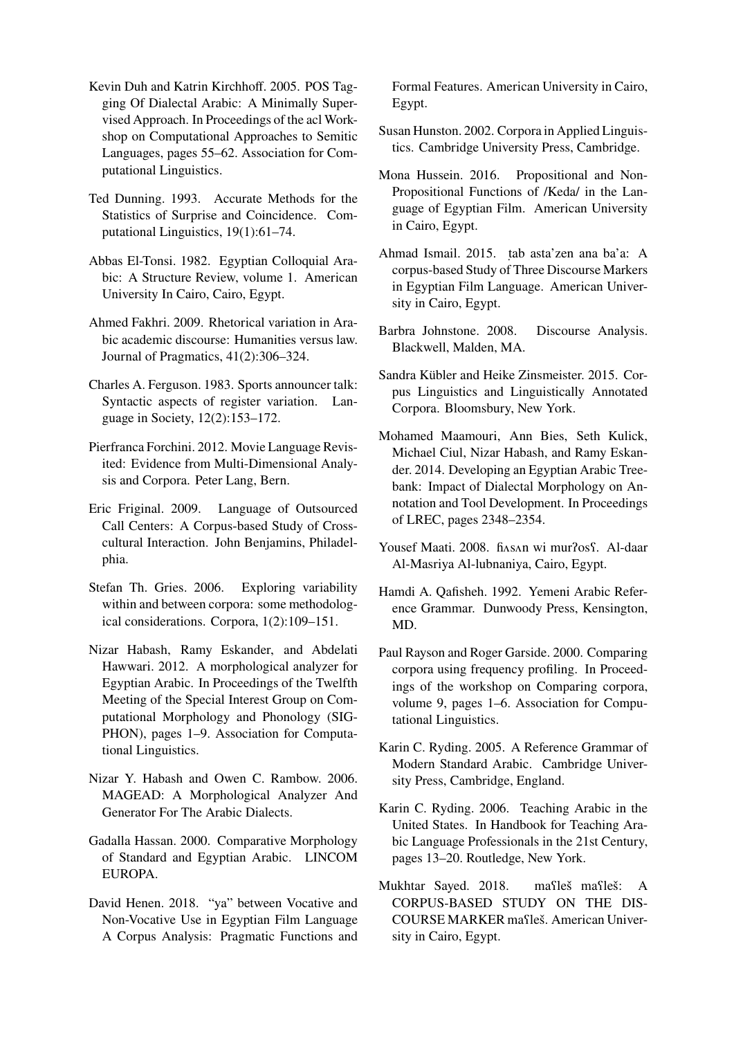Kevin Duh and Katrin Kirchhoff. 2005. POS Tagging Of Dialectal Arabic: A Minimally Supervised Approach. In Proceedings of the acl Workshop on Computational Approaches to Semitic Languages, pages 55–62. Association for Computational Linguistics.

Ted Dunning. 1993. Accurate Methods for the Statistics of Surprise and Coincidence. Computational Linguistics, 19(1):61–74.

Abbas El-Tonsi. 1982. Egyptian Colloquial Arabic: A Structure Review, volume 1. American University In Cairo, Cairo, Egypt.

Ahmed Fakhri. 2009. Rhetorical variation in Arabic academic discourse: Humanities versus law. Journal of Pragmatics, 41(2):306–324.

Charles A. Ferguson. 1983. Sports announcer talk: Syntactic aspects of register variation. Language in Society, 12(2):153–172.

Pierfranca Forchini. 2012. Movie Language Revisited: Evidence from Multi-Dimensional Analysis and Corpora. Peter Lang, Bern.

Eric Friginal. 2009. Language of Outsourced Call Centers: A Corpus-based Study of Cross-cultural Interaction. John Benjamins, Philadelphia.

Stefan Th. Gries. 2006. Exploring variability within and between corpora: some methodological considerations. Corpora, 1(2):109–151.

Nizar Habash, Ramy Eskander, and Abdelati Hawwari. 2012. A morphological analyzer for Egyptian Arabic. In Proceedings of the Twelfth Meeting of the Special Interest Group on Computational Morphology and Phonology (SIGPHON), pages 1–9. Association for Computational Linguistics.

Nizar Y. Habash and Owen C. Rambow. 2006. MAGEAD: A Morphological Analyzer And Generator For The Arabic Dialects.

Gadalla Hassan. 2000. Comparative Morphology of Standard and Egyptian Arabic. LINCOM EUROPA.

David Henen. 2018. "ya" between Vocative and Non-Vocative Use in Egyptian Film Language A Corpus Analysis: Pragmatic Functions and Formal Features. American University in Cairo, Egypt.

Susan Hunston. 2002. Corpora in Applied Linguistics. Cambridge University Press, Cambridge.

Mona Hussein. 2016. Propositional and Non-Propositional Functions of /Keda/ in the Language of Egyptian Film. American University in Cairo, Egypt.

Ahmad Ismail. 2015. ṭab asta'zen ana ba'a: A corpus-based Study of Three Discourse Markers in Egyptian Film Language. American University in Cairo, Egypt.

Barbra Johnstone. 2008. Discourse Analysis. Blackwell, Malden, MA.

Sandra Kübler and Heike Zinsmeister. 2015. Corpus Linguistics and Linguistically Annotated Corpora. Bloomsbury, New York.

Mohamed Maamouri, Ann Bies, Seth Kulick, Michael Ciul, Nizar Habash, and Ramy Eskander. 2014. Developing an Egyptian Arabic Treebank: Impact of Dialectal Morphology on Annotation and Tool Development. In Proceedings of LREC, pages 2348–2354.

Yousef Maati. 2008. ɦʌsʌn wi murʔosʕ. Al-daar Al-Masriya Al-lubnaniya, Cairo, Egypt.

Hamdi A. Qafisheh. 1992. Yemeni Arabic Reference Grammar. Dunwoody Press, Kensington, MD.

Paul Rayson and Roger Garside. 2000. Comparing corpora using frequency profiling. In Proceedings of the workshop on Comparing corpora, volume 9, pages 1–6. Association for Computational Linguistics.

Karin C. Ryding. 2005. A Reference Grammar of Modern Standard Arabic. Cambridge University Press, Cambridge, England.

Karin C. Ryding. 2006. Teaching Arabic in the United States. In Handbook for Teaching Arabic Language Professionals in the 21st Century, pages 13–20. Routledge, New York.

Mukhtar Sayed. 2018. maʕleš maʕleš: A CORPUS-BASED STUDY ON THE DISCOURSE MARKER maʕleš. American University in Cairo, Egypt.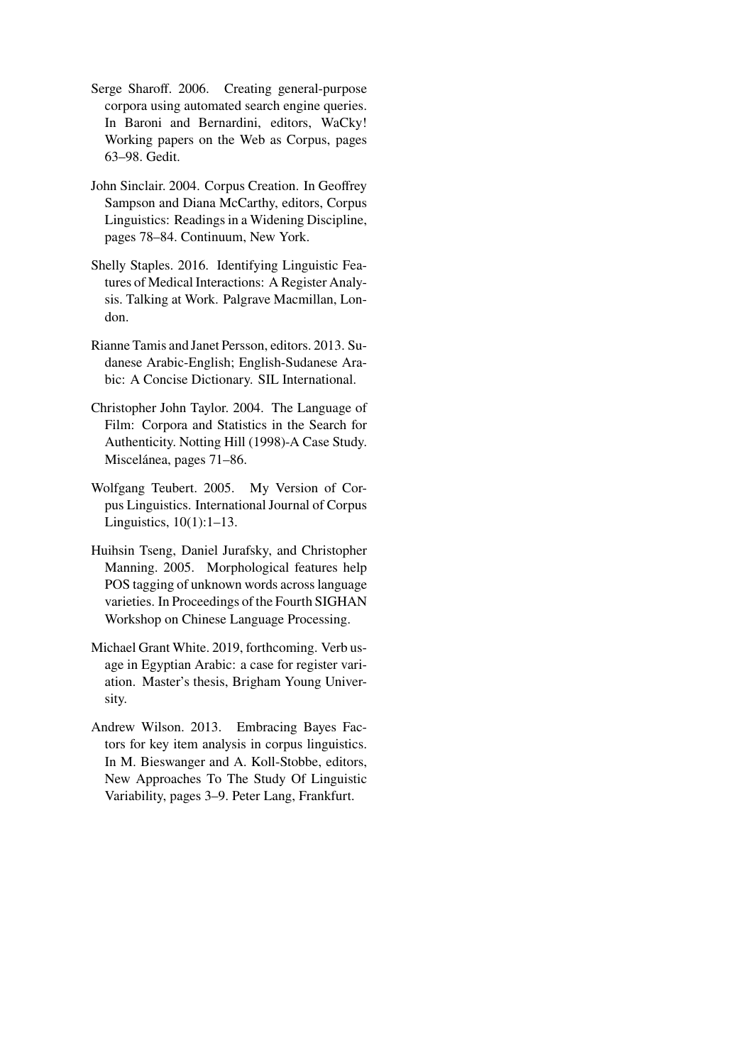Serge Sharoff. 2006. Creating general-purpose corpora using automated search engine queries. In Baroni and Bernardini, editors, WaCky! Working papers on the Web as Corpus, pages 63–98. Gedit.

John Sinclair. 2004. Corpus Creation. In Geoffrey Sampson and Diana McCarthy, editors, Corpus Linguistics: Readings in a Widening Discipline, pages 78–84. Continuum, New York.

Shelly Staples. 2016. Identifying Linguistic Features of Medical Interactions: A Register Analysis. Talking at Work. Palgrave Macmillan, London.

Rianne Tamis and Janet Persson, editors. 2013. Sudanese Arabic-English; English-Sudanese Arabic: A Concise Dictionary. SIL International.

Christopher John Taylor. 2004. The Language of Film: Corpora and Statistics in the Search for Authenticity. Notting Hill (1998)-A Case Study. Miscelánea, pages 71–86.

Wolfgang Teubert. 2005. My Version of Corpus Linguistics. International Journal of Corpus Linguistics, 10(1):1–13.

Huihsin Tseng, Daniel Jurafsky, and Christopher Manning. 2005. Morphological features help POS tagging of unknown words across language varieties. In Proceedings of the Fourth SIGHAN Workshop on Chinese Language Processing.

Michael Grant White. 2019, forthcoming. Verb usage in Egyptian Arabic: a case for register variation. Master's thesis, Brigham Young University.

Andrew Wilson. 2013. Embracing Bayes Factors for key item analysis in corpus linguistics. In M. Bieswanger and A. Koll-Stobbe, editors, New Approaches To The Study Of Linguistic Variability, pages 3–9. Peter Lang, Frankfurt.